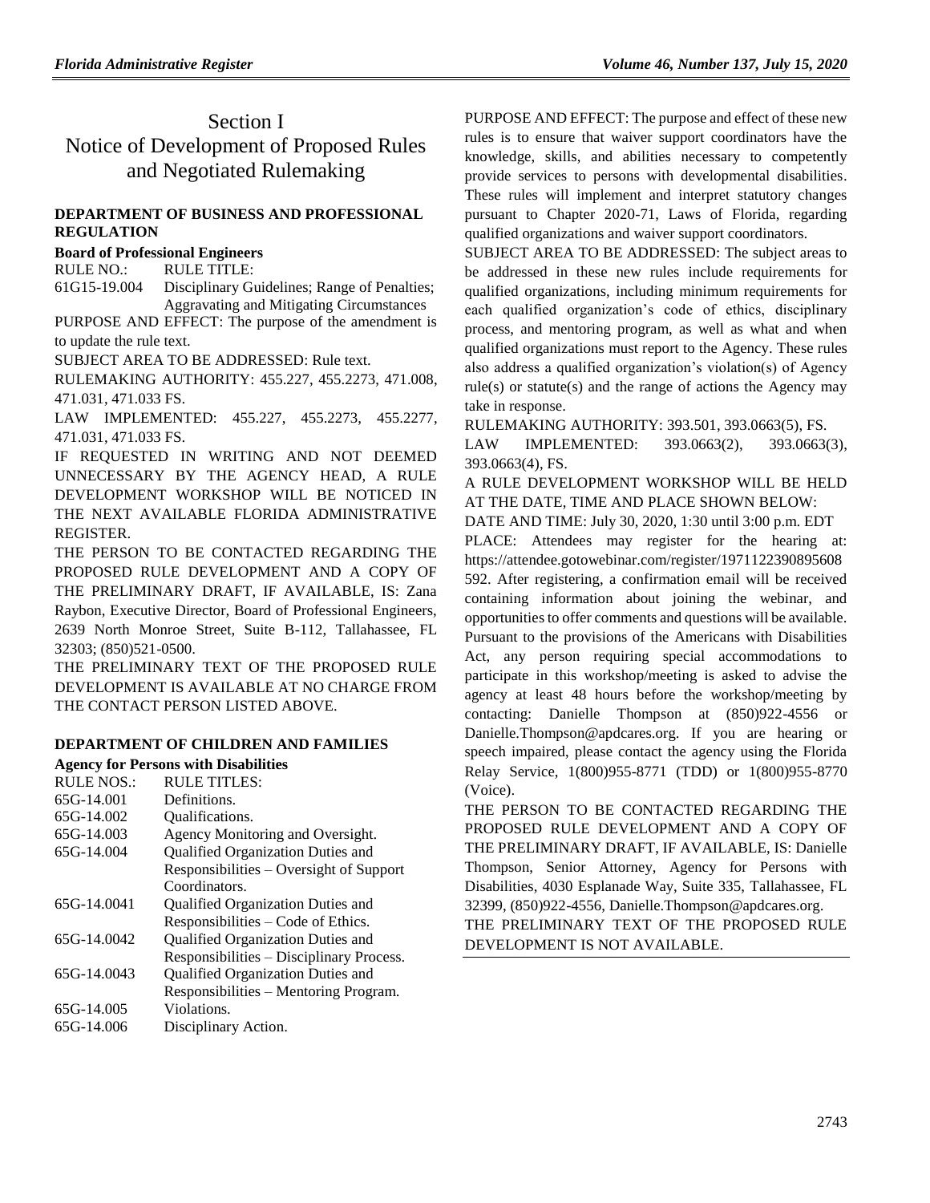# Section I

# Notice of Development of Proposed Rules and Negotiated Rulemaking

### DEPARTMENT OF BUSINESS AND PROFESSIONAL REGULATION

**Board of Professional Engineers**

| RULE NO.: | RULE TITLE: |
| --- | --- |
| 61G15-19.004 | Disciplinary Guidelines; Range of Penalties; Aggravating and Mitigating Circumstances |

PURPOSE AND EFFECT: The purpose of the amendment is to update the rule text.

SUBJECT AREA TO BE ADDRESSED: Rule text.

RULEMAKING AUTHORITY: 455.227, 455.2273, 471.008, 471.031, 471.033 FS.

LAW IMPLEMENTED: 455.227, 455.2273, 455.2277, 471.031, 471.033 FS.

IF REQUESTED IN WRITING AND NOT DEEMED UNNECESSARY BY THE AGENCY HEAD, A RULE DEVELOPMENT WORKSHOP WILL BE NOTICED IN THE NEXT AVAILABLE FLORIDA ADMINISTRATIVE REGISTER.

THE PERSON TO BE CONTACTED REGARDING THE PROPOSED RULE DEVELOPMENT AND A COPY OF THE PRELIMINARY DRAFT, IF AVAILABLE, IS: Zana Raybon, Executive Director, Board of Professional Engineers, 2639 North Monroe Street, Suite B-112, Tallahassee, FL 32303; (850)521-0500.

THE PRELIMINARY TEXT OF THE PROPOSED RULE DEVELOPMENT IS AVAILABLE AT NO CHARGE FROM THE CONTACT PERSON LISTED ABOVE.

### DEPARTMENT OF CHILDREN AND FAMILIES

**Agency for Persons with Disabilities**

| RULE NOS.: | RULE TITLES: |
| --- | --- |
| 65G-14.001 | Definitions. |
| 65G-14.002 | Qualifications. |
| 65G-14.003 | Agency Monitoring and Oversight. |
| 65G-14.004 | Qualified Organization Duties and Responsibilities – Oversight of Support Coordinators. |
| 65G-14.0041 | Qualified Organization Duties and Responsibilities – Code of Ethics. |
| 65G-14.0042 | Qualified Organization Duties and Responsibilities – Disciplinary Process. |
| 65G-14.0043 | Qualified Organization Duties and Responsibilities – Mentoring Program. |
| 65G-14.005 | Violations. |
| 65G-14.006 | Disciplinary Action. |

PURPOSE AND EFFECT: The purpose and effect of these new rules is to ensure that waiver support coordinators have the knowledge, skills, and abilities necessary to competently provide services to persons with developmental disabilities. These rules will implement and interpret statutory changes pursuant to Chapter 2020-71, Laws of Florida, regarding qualified organizations and waiver support coordinators.

SUBJECT AREA TO BE ADDRESSED: The subject areas to be addressed in these new rules include requirements for qualified organizations, including minimum requirements for each qualified organization's code of ethics, disciplinary process, and mentoring program, as well as what and when qualified organizations must report to the Agency. These rules also address a qualified organization's violation(s) of Agency rule(s) or statute(s) and the range of actions the Agency may take in response.

RULEMAKING AUTHORITY: 393.501, 393.0663(5), FS.

LAW IMPLEMENTED: 393.0663(2), 393.0663(3), 393.0663(4), FS.

A RULE DEVELOPMENT WORKSHOP WILL BE HELD AT THE DATE, TIME AND PLACE SHOWN BELOW:

DATE AND TIME: July 30, 2020, 1:30 until 3:00 p.m. EDT

PLACE: Attendees may register for the hearing at: https://attendee.gotowebinar.com/register/1971122390895608592. After registering, a confirmation email will be received containing information about joining the webinar, and opportunities to offer comments and questions will be available.

Pursuant to the provisions of the Americans with Disabilities Act, any person requiring special accommodations to participate in this workshop/meeting is asked to advise the agency at least 48 hours before the workshop/meeting by contacting: Danielle Thompson at (850)922-4556 or Danielle.Thompson@apdcares.org. If you are hearing or speech impaired, please contact the agency using the Florida Relay Service, 1(800)955-8771 (TDD) or 1(800)955-8770 (Voice).

THE PERSON TO BE CONTACTED REGARDING THE PROPOSED RULE DEVELOPMENT AND A COPY OF THE PRELIMINARY DRAFT, IF AVAILABLE, IS: Danielle Thompson, Senior Attorney, Agency for Persons with Disabilities, 4030 Esplanade Way, Suite 335, Tallahassee, FL 32399, (850)922-4556, Danielle.Thompson@apdcares.org.

THE PRELIMINARY TEXT OF THE PROPOSED RULE DEVELOPMENT IS NOT AVAILABLE.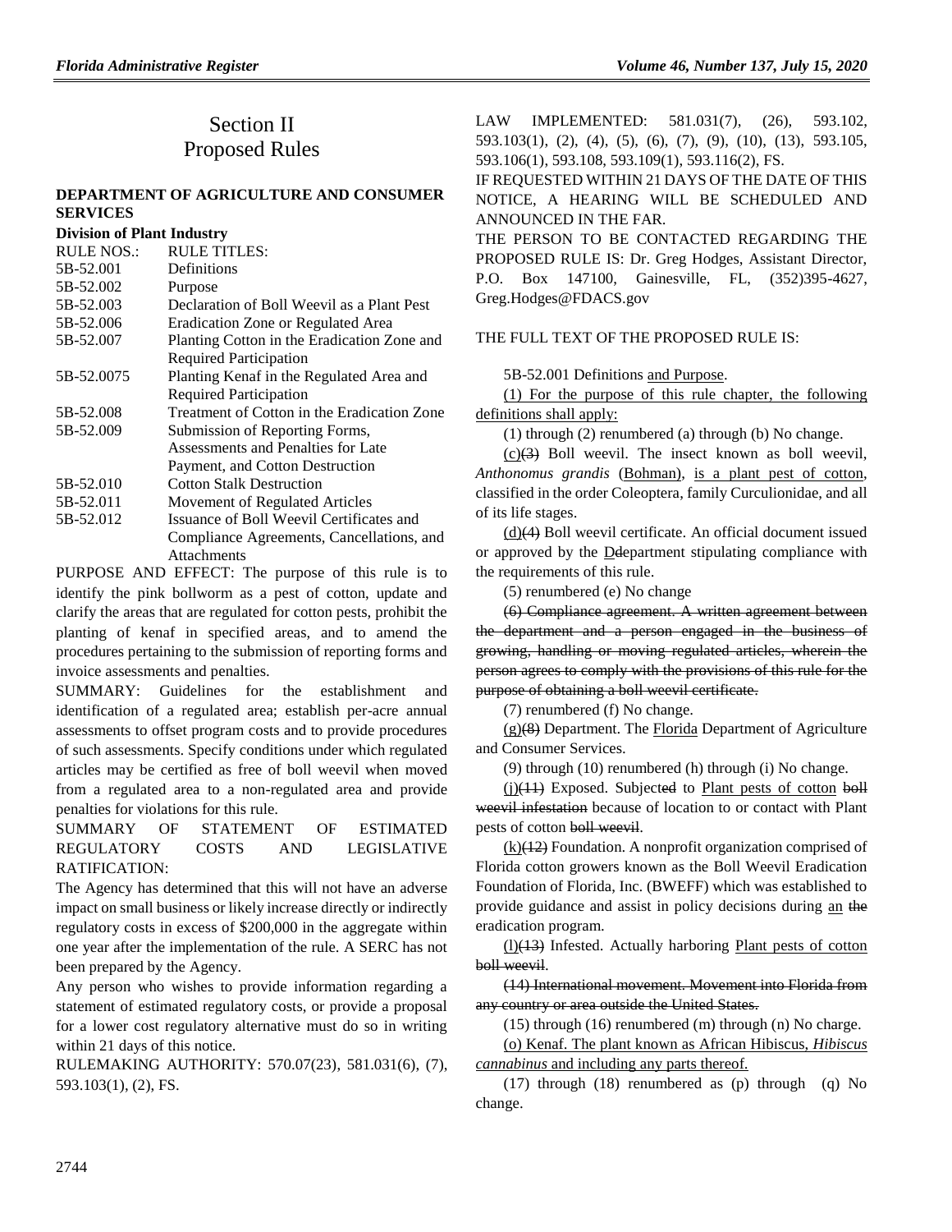# Section II
# Proposed Rules

## DEPARTMENT OF AGRICULTURE AND CONSUMER SERVICES

### Division of Plant Industry

| RULE NOS.: | RULE TITLES: |
|---|---|
| 5B-52.001 | Definitions |
| 5B-52.002 | Purpose |
| 5B-52.003 | Declaration of Boll Weevil as a Plant Pest |
| 5B-52.006 | Eradication Zone or Regulated Area |
| 5B-52.007 | Planting Cotton in the Eradication Zone and Required Participation |
| 5B-52.0075 | Planting Kenaf in the Regulated Area and Required Participation |
| 5B-52.008 | Treatment of Cotton in the Eradication Zone |
| 5B-52.009 | Submission of Reporting Forms, Assessments and Penalties for Late Payment, and Cotton Destruction |
| 5B-52.010 | Cotton Stalk Destruction |
| 5B-52.011 | Movement of Regulated Articles |
| 5B-52.012 | Issuance of Boll Weevil Certificates and Compliance Agreements, Cancellations, and Attachments |

PURPOSE AND EFFECT: The purpose of this rule is to identify the pink bollworm as a pest of cotton, update and clarify the areas that are regulated for cotton pests, prohibit the planting of kenaf in specified areas, and to amend the procedures pertaining to the submission of reporting forms and invoice assessments and penalties.

SUMMARY: Guidelines for the establishment and identification of a regulated area; establish per-acre annual assessments to offset program costs and to provide procedures of such assessments. Specify conditions under which regulated articles may be certified as free of boll weevil when moved from a regulated area to a non-regulated area and provide penalties for violations for this rule.

SUMMARY OF STATEMENT OF ESTIMATED REGULATORY COSTS AND LEGISLATIVE RATIFICATION:

The Agency has determined that this will not have an adverse impact on small business or likely increase directly or indirectly regulatory costs in excess of $200,000 in the aggregate within one year after the implementation of the rule. A SERC has not been prepared by the Agency.

Any person who wishes to provide information regarding a statement of estimated regulatory costs, or provide a proposal for a lower cost regulatory alternative must do so in writing within 21 days of this notice.

RULEMAKING AUTHORITY: 570.07(23), 581.031(6), (7), 593.103(1), (2), FS.

LAW IMPLEMENTED: 581.031(7), (26), 593.102, 593.103(1), (2), (4), (5), (6), (7), (9), (10), (13), 593.105, 593.106(1), 593.108, 593.109(1), 593.116(2), FS.

IF REQUESTED WITHIN 21 DAYS OF THE DATE OF THIS NOTICE, A HEARING WILL BE SCHEDULED AND ANNOUNCED IN THE FAR.

THE PERSON TO BE CONTACTED REGARDING THE PROPOSED RULE IS: Dr. Greg Hodges, Assistant Director, P.O. Box 147100, Gainesville, FL, (352)395-4627, Greg.Hodges@FDACS.gov

THE FULL TEXT OF THE PROPOSED RULE IS:

5B-52.001 Definitions and Purpose.

(1) For the purpose of this rule chapter, the following definitions shall apply:

(1) through (2) renumbered (a) through (b) No change.

(c)~~(3)~~ Boll weevil. The insect known as boll weevil, *Anthonomus grandis* (Bohman), is a plant pest of cotton, classified in the order Coleoptera, family Curculionidae, and all of its life stages.

(d)~~(4)~~ Boll weevil certificate. An official document issued or approved by the D~~d~~epartment stipulating compliance with the requirements of this rule.

(5) renumbered (e) No change

~~(6) Compliance agreement. A written agreement between the department and a person engaged in the business of growing, handling or moving regulated articles, wherein the person agrees to comply with the provisions of this rule for the purpose of obtaining a boll weevil certificate.~~

(7) renumbered (f) No change.

(g)~~(8)~~ Department. The Florida Department of Agriculture and Consumer Services.

(9) through (10) renumbered (h) through (i) No change.

(j)~~(11)~~ Exposed. Subject~~ed~~ to Plant pests of cotton ~~boll weevil infestation~~ because of location to or contact with Plant pests of cotton ~~boll weevil~~.

(k)~~(12)~~ Foundation. A nonprofit organization comprised of Florida cotton growers known as the Boll Weevil Eradication Foundation of Florida, Inc. (BWEFF) which was established to provide guidance and assist in policy decisions during an ~~the~~ eradication program.

(l)~~(13)~~ Infested. Actually harboring Plant pests of cotton ~~boll weevil~~.

~~(14) International movement. Movement into Florida from any country or area outside the United States.~~

(15) through (16) renumbered (m) through (n) No charge.

(o) Kenaf. The plant known as African Hibiscus, *Hibiscus cannabinus* and including any parts thereof.

(17) through (18) renumbered as (p) through (q) No change.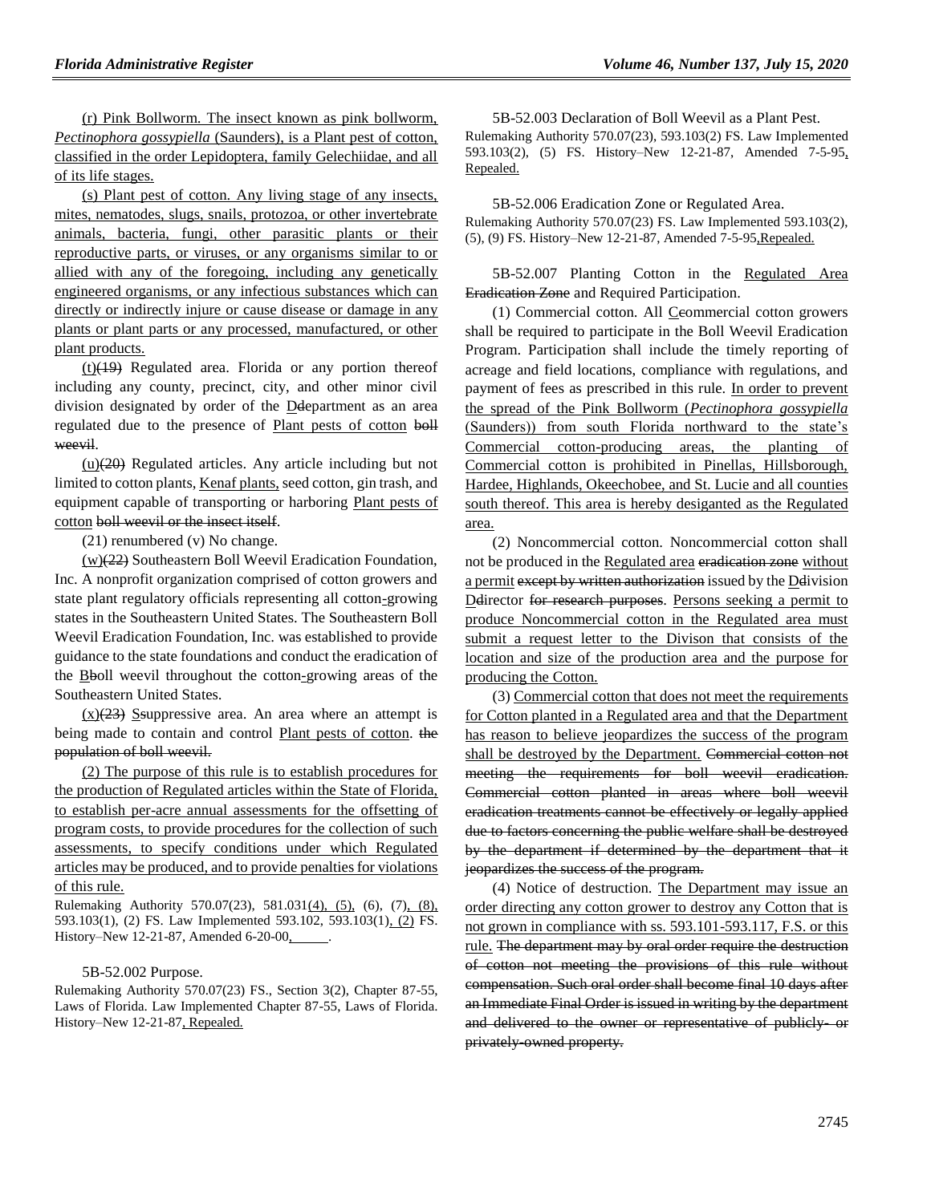(r) Pink Bollworm. The insect known as pink bollworm, *Pectinophora gossypiella* (Saunders), is a Plant pest of cotton, classified in the order Lepidoptera, family Gelechiidae, and all of its life stages.

(s) Plant pest of cotton. Any living stage of any insects, mites, nematodes, slugs, snails, protozoa, or other invertebrate animals, bacteria, fungi, other parasitic plants or their reproductive parts, or viruses, or any organisms similar to or allied with any of the foregoing, including any genetically engineered organisms, or any infectious substances which can directly or indirectly injure or cause disease or damage in any plants or plant parts or any processed, manufactured, or other plant products.

(t)(19) Regulated area. Florida or any portion thereof including any county, precinct, city, and other minor civil division designated by order of the Ddepartment as an area regulated due to the presence of Plant pests of cotton boll weevil.

(u)(20) Regulated articles. Any article including but not limited to cotton plants, Kenaf plants, seed cotton, gin trash, and equipment capable of transporting or harboring Plant pests of cotton boll weevil or the insect itself.

(21) renumbered (v) No change.

(w)(22) Southeastern Boll Weevil Eradication Foundation, Inc. A nonprofit organization comprised of cotton growers and state plant regulatory officials representing all cotton-growing states in the Southeastern United States. The Southeastern Boll Weevil Eradication Foundation, Inc. was established to provide guidance to the state foundations and conduct the eradication of the Bboll weevil throughout the cotton-growing areas of the Southeastern United States.

(x)(23) Ssuppressive area. An area where an attempt is being made to contain and control Plant pests of cotton. the population of boll weevil.

(2) The purpose of this rule is to establish procedures for the production of Regulated articles within the State of Florida, to establish per-acre annual assessments for the offsetting of program costs, to provide procedures for the collection of such assessments, to specify conditions under which Regulated articles may be produced, and to provide penalties for violations of this rule.

Rulemaking Authority 570.07(23), 581.031(4), (5), (6), (7), (8), 593.103(1), (2) FS. Law Implemented 593.102, 593.103(1), (2) FS. History–New 12-21-87, Amended 6-20-00, ______.

5B-52.002 Purpose.

Rulemaking Authority 570.07(23) FS., Section 3(2), Chapter 87-55, Laws of Florida. Law Implemented Chapter 87-55, Laws of Florida. History–New 12-21-87, Repealed.

5B-52.003 Declaration of Boll Weevil as a Plant Pest.

Rulemaking Authority 570.07(23), 593.103(2) FS. Law Implemented 593.103(2), (5) FS. History–New 12-21-87, Amended 7-5-95, Repealed.

5B-52.006 Eradication Zone or Regulated Area.

Rulemaking Authority 570.07(23) FS. Law Implemented 593.103(2), (5), (9) FS. History–New 12-21-87, Amended 7-5-95,Repealed.

5B-52.007 Planting Cotton in the Regulated Area Eradication Zone and Required Participation.

(1) Commercial cotton. All Ccommercial cotton growers shall be required to participate in the Boll Weevil Eradication Program. Participation shall include the timely reporting of acreage and field locations, compliance with regulations, and payment of fees as prescribed in this rule. In order to prevent the spread of the Pink Bollworm (*Pectinophora gossypiella* (Saunders)) from south Florida northward to the state's Commercial cotton-producing areas, the planting of Commercial cotton is prohibited in Pinellas, Hillsborough, Hardee, Highlands, Okeechobee, and St. Lucie and all counties south thereof. This area is hereby desiganted as the Regulated area.

(2) Noncommercial cotton. Noncommercial cotton shall not be produced in the Regulated area eradication zone without a permit except by written authorization issued by the Ddivision Ddirector for research purposes. Persons seeking a permit to produce Noncommercial cotton in the Regulated area must submit a request letter to the Divison that consists of the location and size of the production area and the purpose for producing the Cotton.

(3) Commercial cotton that does not meet the requirements for Cotton planted in a Regulated area and that the Department has reason to believe jeopardizes the success of the program shall be destroyed by the Department. Commercial cotton not meeting the requirements for boll weevil eradication. Commercial cotton planted in areas where boll weevil eradication treatments cannot be effectively or legally applied due to factors concerning the public welfare shall be destroyed by the department if determined by the department that it jeopardizes the success of the program.

(4) Notice of destruction. The Department may issue an order directing any cotton grower to destroy any Cotton that is not grown in compliance with ss. 593.101-593.117, F.S. or this rule. The department may by oral order require the destruction of cotton not meeting the provisions of this rule without compensation. Such oral order shall become final 10 days after an Immediate Final Order is issued in writing by the department and delivered to the owner or representative of publicly- or privately-owned property.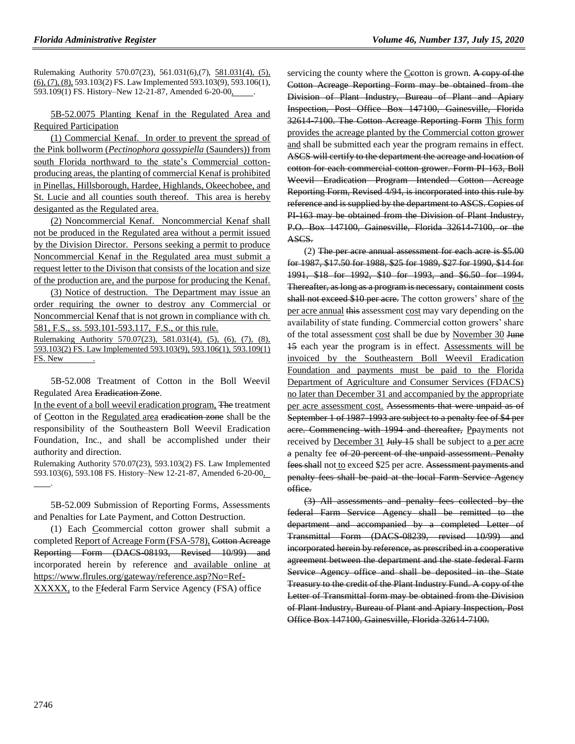Rulemaking Authority 570.07(23), 561.031(6),(7), 581.031(4), (5), (6), (7), (8), 593.103(2) FS. Law Implemented 593.103(9), 593.106(1), 593.109(1) FS. History–New 12-21-87, Amended 6-20-00, \_\_\_\_\_.

5B-52.0075 Planting Kenaf in the Regulated Area and Required Participation

(1) Commercial Kenaf. In order to prevent the spread of the Pink bollworm (*Pectinophora gossypiella* (Saunders)) from south Florida northward to the state's Commercial cotton-producing areas, the planting of commercial Kenaf is prohibited in Pinellas, Hillsborough, Hardee, Highlands, Okeechobee, and St. Lucie and all counties south thereof. This area is hereby desiganted as the Regulated area.

(2) Noncommercial Kenaf. Noncommercial Kenaf shall not be produced in the Regulated area without a permit issued by the Division Director. Persons seeking a permit to produce Noncommercial Kenaf in the Regulated area must submit a request letter to the Divison that consists of the location and size of the production are, and the purpose for producing the Kenaf.

(3) Notice of destruction. The Department may issue an order requiring the owner to destroy any Commercial or Noncommercial Kenaf that is not grown in compliance with ch. 581, F.S., ss. 593.101-593.117, F.S., or this rule.

Rulemaking Authority 570.07(23), 581.031(4), (5), (6), (7), (8), 593.103(2) FS. Law Implemented 593.103(9), 593.106(1), 593.109(1) FS. New \_\_\_\_\_\_\_.

5B-52.008 Treatment of Cotton in the Boll Weevil Regulated Area ~~Eradication Zone~~.

In the event of a boll weevil eradication program, ~~The~~ the treatment of ~~C~~cotton in the Regulated area ~~eradication zone~~ shall be the responsibility of the Southeastern Boll Weevil Eradication Foundation, Inc., and shall be accomplished under their authority and direction.

Rulemaking Authority 570.07(23), 593.103(2) FS. Law Implemented 593.103(6), 593.108 FS. History–New 12-21-87, Amended 6-20-00, \_\_\_\_.

5B-52.009 Submission of Reporting Forms, Assessments and Penalties for Late Payment, and Cotton Destruction.

(1) Each ~~C~~commercial cotton grower shall submit a completed Report of Acreage Form (FSA-578), ~~Cotton Acreage Reporting Form (DACS-08193, Revised 10/99) and~~ incorporated herein by reference and available online at https://www.flrules.org/gateway/reference.asp?No=Ref-XXXXX, to the ~~F~~federal Farm Service Agency (FSA) office servicing the county where the ~~C~~cotton is grown. ~~A copy of the Cotton Acreage Reporting Form may be obtained from the Division of Plant Industry, Bureau of Plant and Apiary Inspection, Post Office Box 147100, Gainesville, Florida 32614-7100. The Cotton Acreage Reporting Form~~ This form provides the acreage planted by the Commercial cotton grower and shall be submitted each year the program remains in effect. ~~ASCS will certify to the department the acreage and location of cotton for each commercial cotton grower. Form PI-163, Boll Weevil Eradication Program Intended Cotton Acreage Reporting Form, Revised 4/94, is incorporated into this rule by reference and is supplied by the department to ASCS. Copies of PI-163 may be obtained from the Division of Plant Industry, P.O. Box 147100, Gainesville, Florida 32614-7100, or the ASCS.~~

(2) ~~The per acre annual assessment for each acre is $5.00 for 1987, $17.50 for 1988, $25 for 1989, $27 for 1990, $14 for 1991, $18 for 1992, $10 for 1993, and $6.50 for 1994. Thereafter, as long as a program is necessary, containment costs shall not exceed $10 per acre.~~ The cotton growers' share of the per acre annual ~~this~~ assessment cost may vary depending on the availability of state funding. Commercial cotton growers' share of the total assessment cost shall be due by November 30 ~~June 15~~ each year the program is in effect. Assessments will be invoiced by the Southeastern Boll Weevil Eradication Foundation and payments must be paid to the Florida Department of Agriculture and Consumer Services (FDACS) no later than December 31 and accompanied by the appropriate per acre assessment cost. ~~Assessments that were unpaid as of September 1 of 1987-1993 are subject to a penalty fee of $4 per acre. Commencing with 1994 and thereafter,~~ ~~P~~payments not received by December 31 ~~July 15~~ shall be subject to a per acre ~~a~~ penalty fee ~~of 20 percent of the unpaid assessment. Penalty fees shall~~ not to exceed $25 per acre. ~~Assessment payments and penalty fees shall be paid at the local Farm Service Agency office.~~

~~(3) All assessments and penalty fees collected by the federal Farm Service Agency shall be remitted to the department and accompanied by a completed Letter of Transmittal Form (DACS-08239, revised 10/99) and incorporated herein by reference, as prescribed in a cooperative agreement between the department and the state federal Farm Service Agency office and shall be deposited in the State Treasury to the credit of the Plant Industry Fund. A copy of the Letter of Transmittal form may be obtained from the Division of Plant Industry, Bureau of Plant and Apiary Inspection, Post Office Box 147100, Gainesville, Florida 32614-7100.~~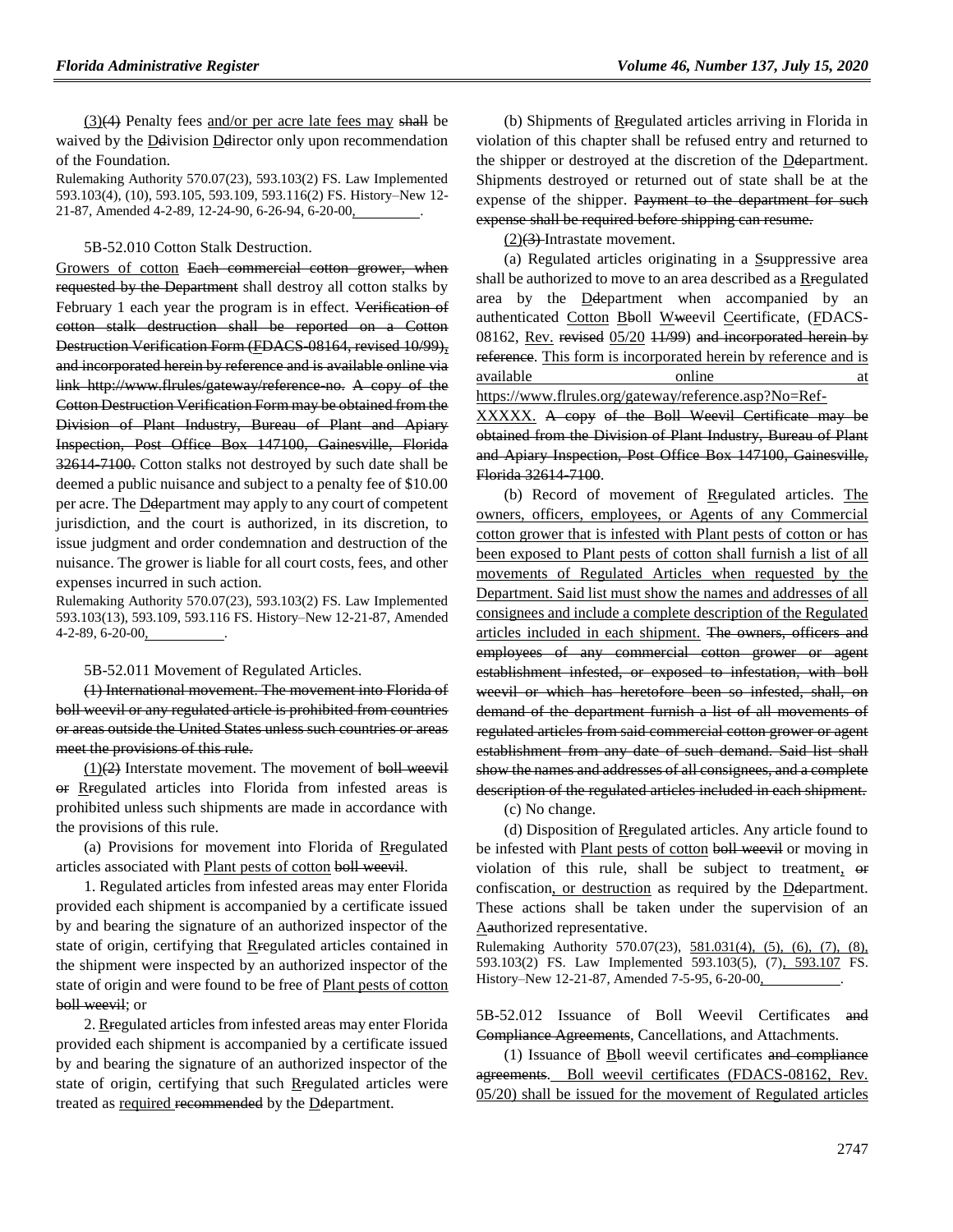(3)(4) Penalty fees and/or per acre late fees may shall be waived by the Ddivision Ddirector only upon recommendation of the Foundation.

Rulemaking Authority 570.07(23), 593.103(2) FS. Law Implemented 593.103(4), (10), 593.105, 593.109, 593.116(2) FS. History–New 12-21-87, Amended 4-2-89, 12-24-90, 6-26-94, 6-20-00, ________.

5B-52.010 Cotton Stalk Destruction.

Growers of cotton Each commercial cotton grower, when requested by the Department shall destroy all cotton stalks by February 1 each year the program is in effect. Verification of cotton stalk destruction shall be reported on a Cotton Destruction Verification Form (FDACS-08164, revised 10/99), and incorporated herein by reference and is available online via link http://www.flrules/gateway/reference-no. A copy of the Cotton Destruction Verification Form may be obtained from the Division of Plant Industry, Bureau of Plant and Apiary Inspection, Post Office Box 147100, Gainesville, Florida 32614-7100. Cotton stalks not destroyed by such date shall be deemed a public nuisance and subject to a penalty fee of $10.00 per acre. The Ddepartment may apply to any court of competent jurisdiction, and the court is authorized, in its discretion, to issue judgment and order condemnation and destruction of the nuisance. The grower is liable for all court costs, fees, and other expenses incurred in such action.

Rulemaking Authority 570.07(23), 593.103(2) FS. Law Implemented 593.103(13), 593.109, 593.116 FS. History–New 12-21-87, Amended 4-2-89, 6-20-00, ________.

5B-52.011 Movement of Regulated Articles.

(1) International movement. The movement into Florida of boll weevil or any regulated article is prohibited from countries or areas outside the United States unless such countries or areas meet the provisions of this rule.

(1)(2) Interstate movement. The movement of boll weevil or Rregulated articles into Florida from infested areas is prohibited unless such shipments are made in accordance with the provisions of this rule.

(a) Provisions for movement into Florida of Rregulated articles associated with Plant pests of cotton boll weevil.

1. Regulated articles from infested areas may enter Florida provided each shipment is accompanied by a certificate issued by and bearing the signature of an authorized inspector of the state of origin, certifying that Rregulated articles contained in the shipment were inspected by an authorized inspector of the state of origin and were found to be free of Plant pests of cotton boll weevil; or

2. Rregulated articles from infested areas may enter Florida provided each shipment is accompanied by a certificate issued by and bearing the signature of an authorized inspector of the state of origin, certifying that such Rregulated articles were treated as required recommended by the Ddepartment.

(b) Shipments of Rregulated articles arriving in Florida in violation of this chapter shall be refused entry and returned to the shipper or destroyed at the discretion of the Ddepartment. Shipments destroyed or returned out of state shall be at the expense of the shipper. Payment to the department for such expense shall be required before shipping can resume.

(2)(3) Intrastate movement.

(a) Regulated articles originating in a Ssuppressive area shall be authorized to move to an area described as a Rregulated area by the Ddepartment when accompanied by an authenticated Cotton Bboll Wweevil Ccertificate, (FDACS-08162, Rev. revised 05/20 11/99) and incorporated herein by reference. This form is incorporated herein by reference and is available online at https://www.flrules.org/gateway/reference.asp?No=Ref-XXXXX. A copy of the Boll Weevil Certificate may be obtained from the Division of Plant Industry, Bureau of Plant and Apiary Inspection, Post Office Box 147100, Gainesville, Florida 32614-7100.

(b) Record of movement of Rregulated articles. The owners, officers, employees, or Agents of any Commercial cotton grower that is infested with Plant pests of cotton or has been exposed to Plant pests of cotton shall furnish a list of all movements of Regulated Articles when requested by the Department. Said list must show the names and addresses of all consignees and include a complete description of the Regulated articles included in each shipment. The owners, officers and employees of any commercial cotton grower or agent establishment infested, or exposed to infestation, with boll weevil or which has heretofore been so infested, shall, on demand of the department furnish a list of all movements of regulated articles from said commercial cotton grower or agent establishment from any date of such demand. Said list shall show the names and addresses of all consignees, and a complete description of the regulated articles included in each shipment.

(c) No change.

(d) Disposition of Rregulated articles. Any article found to be infested with Plant pests of cotton boll weevil or moving in violation of this rule, shall be subject to treatment, or confiscation, or destruction as required by the Ddepartment. These actions shall be taken under the supervision of an Aauthorized representative.

Rulemaking Authority 570.07(23), 581.031(4), (5), (6), (7), (8), 593.103(2) FS. Law Implemented 593.103(5), (7), 593.107 FS. History–New 12-21-87, Amended 7-5-95, 6-20-00, ________.

5B-52.012 Issuance of Boll Weevil Certificates and Compliance Agreements, Cancellations, and Attachments.

(1) Issuance of Bboll weevil certificates and compliance agreements. Boll weevil certificates (FDACS-08162, Rev. 05/20) shall be issued for the movement of Regulated articles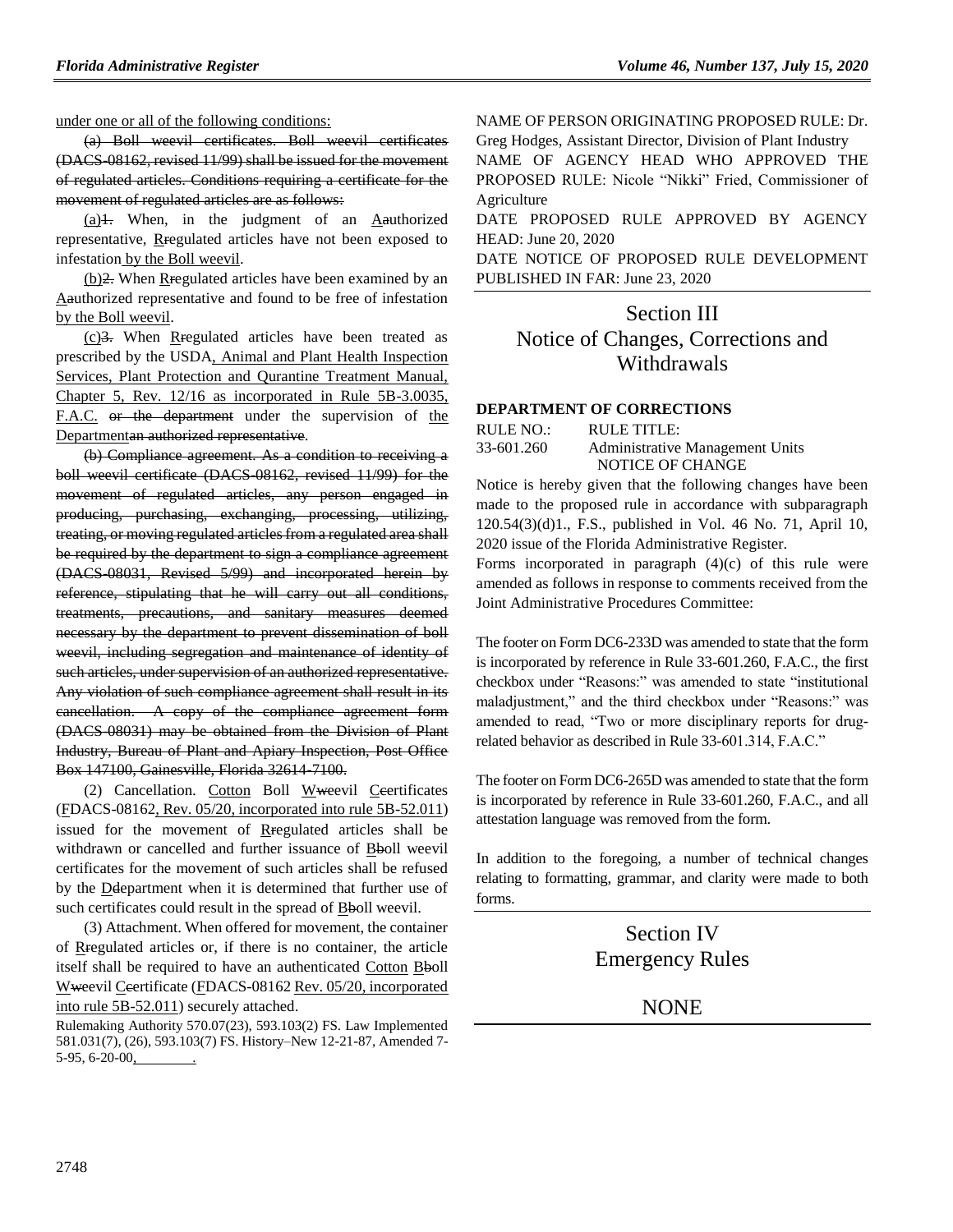under one or all of the following conditions:

~~(a) Boll weevil certificates. Boll weevil certificates (DACS-08162, revised 11/99) shall be issued for the movement of regulated articles. Conditions requiring a certificate for the movement of regulated articles are as follows:~~

(a)~~1.~~ When, in the judgment of an A~~a~~uthorized representative, R~~r~~egulated articles have not been exposed to infestation by the Boll weevil.

(b)~~2.~~ When R~~r~~egulated articles have been examined by an A~~a~~uthorized representative and found to be free of infestation by the Boll weevil.

(c)~~3.~~ When R~~r~~egulated articles have been treated as prescribed by the USDA, Animal and Plant Health Inspection Services, Plant Protection and Qurantine Treatment Manual, Chapter 5, Rev. 12/16 as incorporated in Rule 5B-3.0035, F.A.C. ~~or the department~~ under the supervision of the Department~~an authorized representative~~.

~~(b) Compliance agreement. As a condition to receiving a boll weevil certificate (DACS-08162, revised 11/99) for the movement of regulated articles, any person engaged in producing, purchasing, exchanging, processing, utilizing, treating, or moving regulated articles from a regulated area shall be required by the department to sign a compliance agreement (DACS-08031, Revised 5/99) and incorporated herein by reference, stipulating that he will carry out all conditions, treatments, precautions, and sanitary measures deemed necessary by the department to prevent dissemination of boll weevil, including segregation and maintenance of identity of such articles, under supervision of an authorized representative. Any violation of such compliance agreement shall result in its cancellation. A copy of the compliance agreement form (DACS-08031) may be obtained from the Division of Plant Industry, Bureau of Plant and Apiary Inspection, Post Office Box 147100, Gainesville, Florida 32614-7100.~~

(2) Cancellation. Cotton Boll W~~w~~eevil C~~c~~ertificates (FDACS-08162, Rev. 05/20, incorporated into rule 5B-52.011) issued for the movement of R~~r~~egulated articles shall be withdrawn or cancelled and further issuance of B~~b~~oll weevil certificates for the movement of such articles shall be refused by the D~~d~~epartment when it is determined that further use of such certificates could result in the spread of B~~b~~oll weevil.

(3) Attachment. When offered for movement, the container of R~~r~~egulated articles or, if there is no container, the article itself shall be required to have an authenticated Cotton B~~b~~oll W~~w~~eevil C~~c~~ertificate (FDACS-08162 Rev. 05/20, incorporated into rule 5B-52.011) securely attached.

Rulemaking Authority 570.07(23), 593.103(2) FS. Law Implemented 581.031(7), (26), 593.103(7) FS. History–New 12-21-87, Amended 7-5-95, 6-20-00, ________.

NAME OF PERSON ORIGINATING PROPOSED RULE: Dr. Greg Hodges, Assistant Director, Division of Plant Industry

NAME OF AGENCY HEAD WHO APPROVED THE PROPOSED RULE: Nicole "Nikki" Fried, Commissioner of Agriculture

DATE PROPOSED RULE APPROVED BY AGENCY HEAD: June 20, 2020

DATE NOTICE OF PROPOSED RULE DEVELOPMENT PUBLISHED IN FAR: June 23, 2020

# Section III
# Notice of Changes, Corrections and Withdrawals

### DEPARTMENT OF CORRECTIONS

RULE NO.: RULE TITLE:

33-601.260 Administrative Management Units

NOTICE OF CHANGE

Notice is hereby given that the following changes have been made to the proposed rule in accordance with subparagraph 120.54(3)(d)1., F.S., published in Vol. 46 No. 71, April 10, 2020 issue of the Florida Administrative Register.

Forms incorporated in paragraph (4)(c) of this rule were amended as follows in response to comments received from the Joint Administrative Procedures Committee:

The footer on Form DC6-233D was amended to state that the form is incorporated by reference in Rule 33-601.260, F.A.C., the first checkbox under "Reasons:" was amended to state "institutional maladjustment," and the third checkbox under "Reasons:" was amended to read, "Two or more disciplinary reports for drug-related behavior as described in Rule 33-601.314, F.A.C."

The footer on Form DC6-265D was amended to state that the form is incorporated by reference in Rule 33-601.260, F.A.C., and all attestation language was removed from the form.

In addition to the foregoing, a number of technical changes relating to formatting, grammar, and clarity were made to both forms.

# Section IV
# Emergency Rules

NONE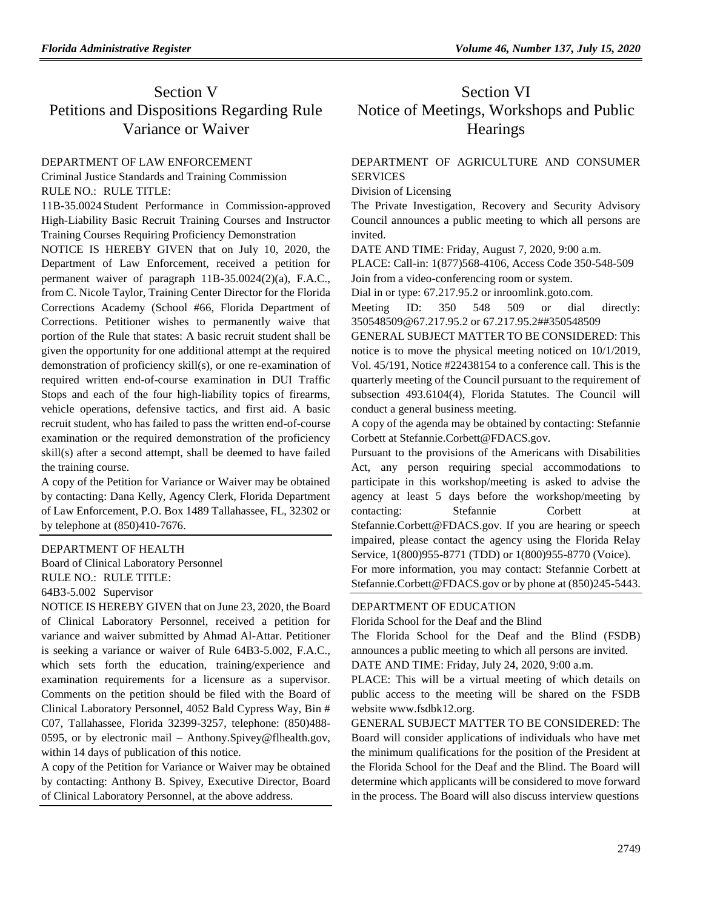# Section V
# Petitions and Dispositions Regarding Rule Variance or Waiver

DEPARTMENT OF LAW ENFORCEMENT

Criminal Justice Standards and Training Commission

RULE NO.: RULE TITLE:

11B-35.0024 Student Performance in Commission-approved High-Liability Basic Recruit Training Courses and Instructor Training Courses Requiring Proficiency Demonstration

NOTICE IS HEREBY GIVEN that on July 10, 2020, the Department of Law Enforcement, received a petition for permanent waiver of paragraph 11B-35.0024(2)(a), F.A.C., from C. Nicole Taylor, Training Center Director for the Florida Corrections Academy (School #66, Florida Department of Corrections. Petitioner wishes to permanently waive that portion of the Rule that states: A basic recruit student shall be given the opportunity for one additional attempt at the required demonstration of proficiency skill(s), or one re-examination of required written end-of-course examination in DUI Traffic Stops and each of the four high-liability topics of firearms, vehicle operations, defensive tactics, and first aid. A basic recruit student, who has failed to pass the written end-of-course examination or the required demonstration of the proficiency skill(s) after a second attempt, shall be deemed to have failed the training course.

A copy of the Petition for Variance or Waiver may be obtained by contacting: Dana Kelly, Agency Clerk, Florida Department of Law Enforcement, P.O. Box 1489 Tallahassee, FL, 32302 or by telephone at (850)410-7676.

---

DEPARTMENT OF HEALTH

Board of Clinical Laboratory Personnel

RULE NO.: RULE TITLE:

64B3-5.002 Supervisor

NOTICE IS HEREBY GIVEN that on June 23, 2020, the Board of Clinical Laboratory Personnel, received a petition for variance and waiver submitted by Ahmad Al-Attar. Petitioner is seeking a variance or waiver of Rule 64B3-5.002, F.A.C., which sets forth the education, training/experience and examination requirements for a licensure as a supervisor. Comments on the petition should be filed with the Board of Clinical Laboratory Personnel, 4052 Bald Cypress Way, Bin # C07, Tallahassee, Florida 32399-3257, telephone: (850)488-0595, or by electronic mail – Anthony.Spivey@flhealth.gov, within 14 days of publication of this notice.

A copy of the Petition for Variance or Waiver may be obtained by contacting: Anthony B. Spivey, Executive Director, Board of Clinical Laboratory Personnel, at the above address.

---

# Section VI
# Notice of Meetings, Workshops and Public Hearings

DEPARTMENT OF AGRICULTURE AND CONSUMER SERVICES

Division of Licensing

The Private Investigation, Recovery and Security Advisory Council announces a public meeting to which all persons are invited.

DATE AND TIME: Friday, August 7, 2020, 9:00 a.m.

PLACE: Call-in: 1(877)568-4106, Access Code 350-548-509

Join from a video-conferencing room or system.

Dial in or type: 67.217.95.2 or inroomlink.goto.com.

Meeting ID: 350 548 509 or dial directly: 350548509@67.217.95.2 or 67.217.95.2##350548509

GENERAL SUBJECT MATTER TO BE CONSIDERED: This notice is to move the physical meeting noticed on 10/1/2019, Vol. 45/191, Notice #22438154 to a conference call. This is the quarterly meeting of the Council pursuant to the requirement of subsection 493.6104(4), Florida Statutes. The Council will conduct a general business meeting.

A copy of the agenda may be obtained by contacting: Stefannie Corbett at Stefannie.Corbett@FDACS.gov.

Pursuant to the provisions of the Americans with Disabilities Act, any person requiring special accommodations to participate in this workshop/meeting is asked to advise the agency at least 5 days before the workshop/meeting by contacting: Stefannie Corbett at Stefannie.Corbett@FDACS.gov. If you are hearing or speech impaired, please contact the agency using the Florida Relay Service, 1(800)955-8771 (TDD) or 1(800)955-8770 (Voice).

For more information, you may contact: Stefannie Corbett at Stefannie.Corbett@FDACS.gov or by phone at (850)245-5443.

---

DEPARTMENT OF EDUCATION

Florida School for the Deaf and the Blind

The Florida School for the Deaf and the Blind (FSDB) announces a public meeting to which all persons are invited.

DATE AND TIME: Friday, July 24, 2020, 9:00 a.m.

PLACE: This will be a virtual meeting of which details on public access to the meeting will be shared on the FSDB website www.fsdbk12.org.

GENERAL SUBJECT MATTER TO BE CONSIDERED: The Board will consider applications of individuals who have met the minimum qualifications for the position of the President at the Florida School for the Deaf and the Blind. The Board will determine which applicants will be considered to move forward in the process. The Board will also discuss interview questions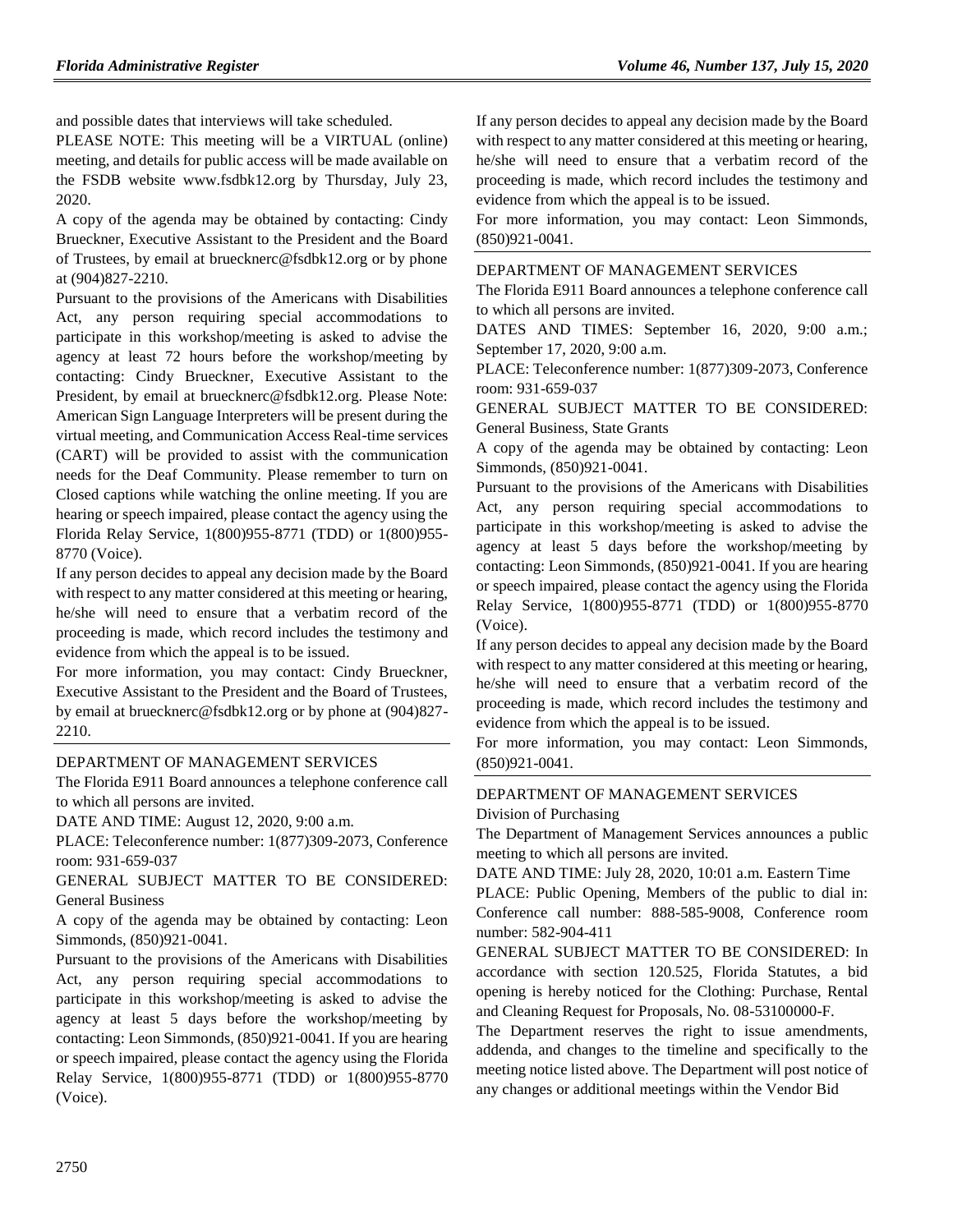and possible dates that interviews will take scheduled.

PLEASE NOTE: This meeting will be a VIRTUAL (online) meeting, and details for public access will be made available on the FSDB website www.fsdbk12.org by Thursday, July 23, 2020.

A copy of the agenda may be obtained by contacting: Cindy Brueckner, Executive Assistant to the President and the Board of Trustees, by email at brueckner c@fsdbk12.org or by phone at (904)827-2210.

Pursuant to the provisions of the Americans with Disabilities Act, any person requiring special accommodations to participate in this workshop/meeting is asked to advise the agency at least 72 hours before the workshop/meeting by contacting: Cindy Brueckner, Executive Assistant to the President, by email at brueckner c@fsdbk12.org. Please Note: American Sign Language Interpreters will be present during the virtual meeting, and Communication Access Real-time services (CART) will be provided to assist with the communication needs for the Deaf Community. Please remember to turn on Closed captions while watching the online meeting. If you are hearing or speech impaired, please contact the agency using the Florida Relay Service, 1(800)955-8771 (TDD) or 1(800)955-8770 (Voice).

If any person decides to appeal any decision made by the Board with respect to any matter considered at this meeting or hearing, he/she will need to ensure that a verbatim record of the proceeding is made, which record includes the testimony and evidence from which the appeal is to be issued.

For more information, you may contact: Cindy Brueckner, Executive Assistant to the President and the Board of Trustees, by email at brueckner c@fsdbk12.org or by phone at (904)827-2210.

DEPARTMENT OF MANAGEMENT SERVICES

The Florida E911 Board announces a telephone conference call to which all persons are invited.

DATE AND TIME: August 12, 2020, 9:00 a.m.

PLACE: Teleconference number: 1(877)309-2073, Conference room: 931-659-037

GENERAL SUBJECT MATTER TO BE CONSIDERED: General Business

A copy of the agenda may be obtained by contacting: Leon Simmonds, (850)921-0041.

Pursuant to the provisions of the Americans with Disabilities Act, any person requiring special accommodations to participate in this workshop/meeting is asked to advise the agency at least 5 days before the workshop/meeting by contacting: Leon Simmonds, (850)921-0041. If you are hearing or speech impaired, please contact the agency using the Florida Relay Service, 1(800)955-8771 (TDD) or 1(800)955-8770 (Voice).

If any person decides to appeal any decision made by the Board with respect to any matter considered at this meeting or hearing, he/she will need to ensure that a verbatim record of the proceeding is made, which record includes the testimony and evidence from which the appeal is to be issued.

For more information, you may contact: Leon Simmonds, (850)921-0041.

DEPARTMENT OF MANAGEMENT SERVICES

The Florida E911 Board announces a telephone conference call to which all persons are invited.

DATES AND TIMES: September 16, 2020, 9:00 a.m.; September 17, 2020, 9:00 a.m.

PLACE: Teleconference number: 1(877)309-2073, Conference room: 931-659-037

GENERAL SUBJECT MATTER TO BE CONSIDERED: General Business, State Grants

A copy of the agenda may be obtained by contacting: Leon Simmonds, (850)921-0041.

Pursuant to the provisions of the Americans with Disabilities Act, any person requiring special accommodations to participate in this workshop/meeting is asked to advise the agency at least 5 days before the workshop/meeting by contacting: Leon Simmonds, (850)921-0041. If you are hearing or speech impaired, please contact the agency using the Florida Relay Service, 1(800)955-8771 (TDD) or 1(800)955-8770 (Voice).

If any person decides to appeal any decision made by the Board with respect to any matter considered at this meeting or hearing, he/she will need to ensure that a verbatim record of the proceeding is made, which record includes the testimony and evidence from which the appeal is to be issued.

For more information, you may contact: Leon Simmonds, (850)921-0041.

DEPARTMENT OF MANAGEMENT SERVICES

Division of Purchasing

The Department of Management Services announces a public meeting to which all persons are invited.

DATE AND TIME: July 28, 2020, 10:01 a.m. Eastern Time

PLACE: Public Opening, Members of the public to dial in: Conference call number: 888-585-9008, Conference room number: 582-904-411

GENERAL SUBJECT MATTER TO BE CONSIDERED: In accordance with section 120.525, Florida Statutes, a bid opening is hereby noticed for the Clothing: Purchase, Rental and Cleaning Request for Proposals, No. 08-53100000-F.

The Department reserves the right to issue amendments, addenda, and changes to the timeline and specifically to the meeting notice listed above. The Department will post notice of any changes or additional meetings within the Vendor Bid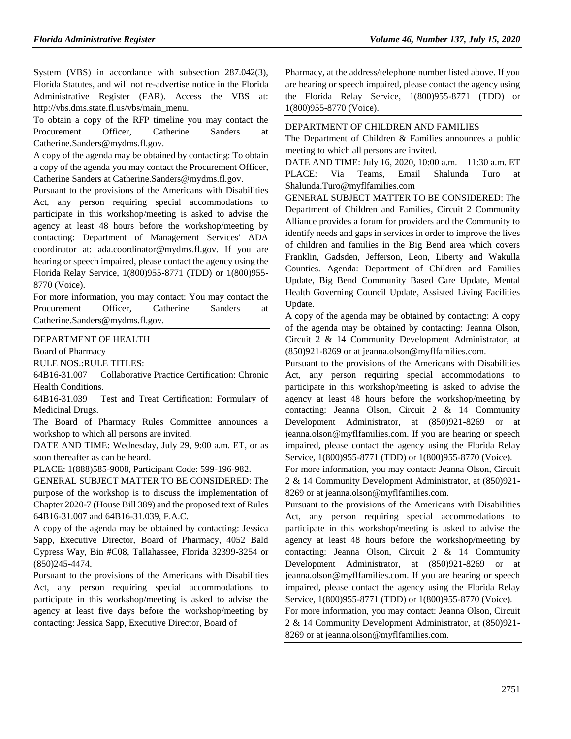System (VBS) in accordance with subsection 287.042(3), Florida Statutes, and will not re-advertise notice in the Florida Administrative Register (FAR). Access the VBS at: http://vbs.dms.state.fl.us/vbs/main_menu.

To obtain a copy of the RFP timeline you may contact the Procurement Officer, Catherine Sanders at Catherine.Sanders@mydms.fl.gov.

A copy of the agenda may be obtained by contacting: To obtain a copy of the agenda you may contact the Procurement Officer, Catherine Sanders at Catherine.Sanders@mydms.fl.gov.

Pursuant to the provisions of the Americans with Disabilities Act, any person requiring special accommodations to participate in this workshop/meeting is asked to advise the agency at least 48 hours before the workshop/meeting by contacting: Department of Management Services' ADA coordinator at: ada.coordinator@mydms.fl.gov. If you are hearing or speech impaired, please contact the agency using the Florida Relay Service, 1(800)955-8771 (TDD) or 1(800)955-8770 (Voice).

For more information, you may contact: You may contact the Procurement Officer, Catherine Sanders at Catherine.Sanders@mydms.fl.gov.

---

DEPARTMENT OF HEALTH

Board of Pharmacy

RULE NOS.:RULE TITLES:

64B16-31.007 Collaborative Practice Certification: Chronic Health Conditions.

64B16-31.039 Test and Treat Certification: Formulary of Medicinal Drugs.

The Board of Pharmacy Rules Committee announces a workshop to which all persons are invited.

DATE AND TIME: Wednesday, July 29, 9:00 a.m. ET, or as soon thereafter as can be heard.

PLACE: 1(888)585-9008, Participant Code: 599-196-982.

GENERAL SUBJECT MATTER TO BE CONSIDERED: The purpose of the workshop is to discuss the implementation of Chapter 2020-7 (House Bill 389) and the proposed text of Rules 64B16-31.007 and 64B16-31.039, F.A.C.

A copy of the agenda may be obtained by contacting: Jessica Sapp, Executive Director, Board of Pharmacy, 4052 Bald Cypress Way, Bin #C08, Tallahassee, Florida 32399-3254 or (850)245-4474.

Pursuant to the provisions of the Americans with Disabilities Act, any person requiring special accommodations to participate in this workshop/meeting is asked to advise the agency at least five days before the workshop/meeting by contacting: Jessica Sapp, Executive Director, Board of Pharmacy, at the address/telephone number listed above. If you are hearing or speech impaired, please contact the agency using the Florida Relay Service, 1(800)955-8771 (TDD) or 1(800)955-8770 (Voice).

---

DEPARTMENT OF CHILDREN AND FAMILIES

The Department of Children & Families announces a public meeting to which all persons are invited.

DATE AND TIME: July 16, 2020, 10:00 a.m. – 11:30 a.m. ET

PLACE: Via Teams, Email Shalunda Turo at Shalunda.Turo@myflfamilies.com

GENERAL SUBJECT MATTER TO BE CONSIDERED: The Department of Children and Families, Circuit 2 Community Alliance provides a forum for providers and the Community to identify needs and gaps in services in order to improve the lives of children and families in the Big Bend area which covers Franklin, Gadsden, Jefferson, Leon, Liberty and Wakulla Counties. Agenda: Department of Children and Families Update, Big Bend Community Based Care Update, Mental Health Governing Council Update, Assisted Living Facilities Update.

A copy of the agenda may be obtained by contacting: A copy of the agenda may be obtained by contacting: Jeanna Olson, Circuit 2 & 14 Community Development Administrator, at (850)921-8269 or at jeanna.olson@myflfamilies.com.

Pursuant to the provisions of the Americans with Disabilities Act, any person requiring special accommodations to participate in this workshop/meeting is asked to advise the agency at least 48 hours before the workshop/meeting by contacting: Jeanna Olson, Circuit 2 & 14 Community Development Administrator, at (850)921-8269 or at jeanna.olson@myflfamilies.com. If you are hearing or speech impaired, please contact the agency using the Florida Relay Service, 1(800)955-8771 (TDD) or 1(800)955-8770 (Voice).

For more information, you may contact: Jeanna Olson, Circuit 2 & 14 Community Development Administrator, at (850)921-8269 or at jeanna.olson@myflfamilies.com.

Pursuant to the provisions of the Americans with Disabilities Act, any person requiring special accommodations to participate in this workshop/meeting is asked to advise the agency at least 48 hours before the workshop/meeting by contacting: Jeanna Olson, Circuit 2 & 14 Community Development Administrator, at (850)921-8269 or at jeanna.olson@myflfamilies.com. If you are hearing or speech impaired, please contact the agency using the Florida Relay Service, 1(800)955-8771 (TDD) or 1(800)955-8770 (Voice).

For more information, you may contact: Jeanna Olson, Circuit 2 & 14 Community Development Administrator, at (850)921-8269 or at jeanna.olson@myflfamilies.com.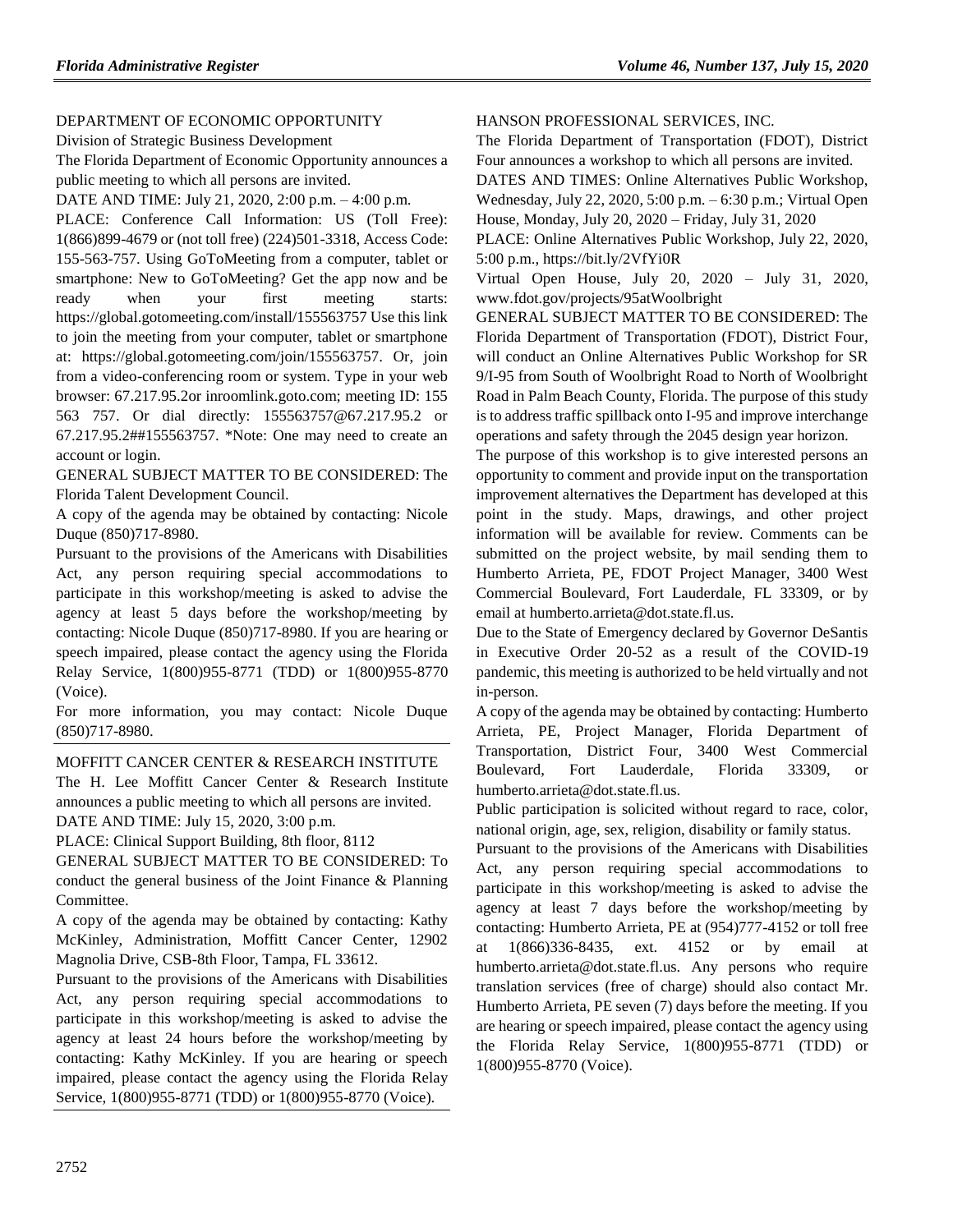DEPARTMENT OF ECONOMIC OPPORTUNITY

Division of Strategic Business Development

The Florida Department of Economic Opportunity announces a public meeting to which all persons are invited.

DATE AND TIME: July 21, 2020, 2:00 p.m. – 4:00 p.m.

PLACE: Conference Call Information: US (Toll Free): 1(866)899-4679 or (not toll free) (224)501-3318, Access Code: 155-563-757. Using GoToMeeting from a computer, tablet or smartphone: New to GoToMeeting? Get the app now and be ready when your first meeting starts: https://global.gotomeeting.com/install/155563757 Use this link to join the meeting from your computer, tablet or smartphone at: https://global.gotomeeting.com/join/155563757. Or, join from a video-conferencing room or system. Type in your web browser: 67.217.95.2or inroomlink.goto.com; meeting ID: 155 563 757. Or dial directly: 155563757@67.217.95.2 or 67.217.95.2##155563757. *Note: One may need to create an account or login.

GENERAL SUBJECT MATTER TO BE CONSIDERED: The Florida Talent Development Council.

A copy of the agenda may be obtained by contacting: Nicole Duque (850)717-8980.

Pursuant to the provisions of the Americans with Disabilities Act, any person requiring special accommodations to participate in this workshop/meeting is asked to advise the agency at least 5 days before the workshop/meeting by contacting: Nicole Duque (850)717-8980. If you are hearing or speech impaired, please contact the agency using the Florida Relay Service, 1(800)955-8771 (TDD) or 1(800)955-8770 (Voice).

For more information, you may contact: Nicole Duque (850)717-8980.

MOFFITT CANCER CENTER & RESEARCH INSTITUTE

The H. Lee Moffitt Cancer Center & Research Institute announces a public meeting to which all persons are invited.

DATE AND TIME: July 15, 2020, 3:00 p.m.

PLACE: Clinical Support Building, 8th floor, 8112

GENERAL SUBJECT MATTER TO BE CONSIDERED: To conduct the general business of the Joint Finance & Planning Committee.

A copy of the agenda may be obtained by contacting: Kathy McKinley, Administration, Moffitt Cancer Center, 12902 Magnolia Drive, CSB-8th Floor, Tampa, FL 33612.

Pursuant to the provisions of the Americans with Disabilities Act, any person requiring special accommodations to participate in this workshop/meeting is asked to advise the agency at least 24 hours before the workshop/meeting by contacting: Kathy McKinley. If you are hearing or speech impaired, please contact the agency using the Florida Relay Service, 1(800)955-8771 (TDD) or 1(800)955-8770 (Voice).

HANSON PROFESSIONAL SERVICES, INC.

The Florida Department of Transportation (FDOT), District Four announces a workshop to which all persons are invited.

DATES AND TIMES: Online Alternatives Public Workshop, Wednesday, July 22, 2020, 5:00 p.m. – 6:30 p.m.; Virtual Open House, Monday, July 20, 2020 – Friday, July 31, 2020

PLACE: Online Alternatives Public Workshop, July 22, 2020, 5:00 p.m., https://bit.ly/2VfYi0R

Virtual Open House, July 20, 2020 – July 31, 2020, www.fdot.gov/projects/95atWoolbright

GENERAL SUBJECT MATTER TO BE CONSIDERED: The Florida Department of Transportation (FDOT), District Four, will conduct an Online Alternatives Public Workshop for SR 9/I-95 from South of Woolbright Road to North of Woolbright Road in Palm Beach County, Florida. The purpose of this study is to address traffic spillback onto I-95 and improve interchange operations and safety through the 2045 design year horizon.

The purpose of this workshop is to give interested persons an opportunity to comment and provide input on the transportation improvement alternatives the Department has developed at this point in the study. Maps, drawings, and other project information will be available for review. Comments can be submitted on the project website, by mail sending them to Humberto Arrieta, PE, FDOT Project Manager, 3400 West Commercial Boulevard, Fort Lauderdale, FL 33309, or by email at humberto.arrieta@dot.state.fl.us.

Due to the State of Emergency declared by Governor DeSantis in Executive Order 20-52 as a result of the COVID-19 pandemic, this meeting is authorized to be held virtually and not in-person.

A copy of the agenda may be obtained by contacting: Humberto Arrieta, PE, Project Manager, Florida Department of Transportation, District Four, 3400 West Commercial Boulevard, Fort Lauderdale, Florida 33309, or humberto.arrieta@dot.state.fl.us.

Public participation is solicited without regard to race, color, national origin, age, sex, religion, disability or family status.

Pursuant to the provisions of the Americans with Disabilities Act, any person requiring special accommodations to participate in this workshop/meeting is asked to advise the agency at least 7 days before the workshop/meeting by contacting: Humberto Arrieta, PE at (954)777-4152 or toll free at 1(866)336-8435, ext. 4152 or by email at humberto.arrieta@dot.state.fl.us. Any persons who require translation services (free of charge) should also contact Mr. Humberto Arrieta, PE seven (7) days before the meeting. If you are hearing or speech impaired, please contact the agency using the Florida Relay Service, 1(800)955-8771 (TDD) or 1(800)955-8770 (Voice).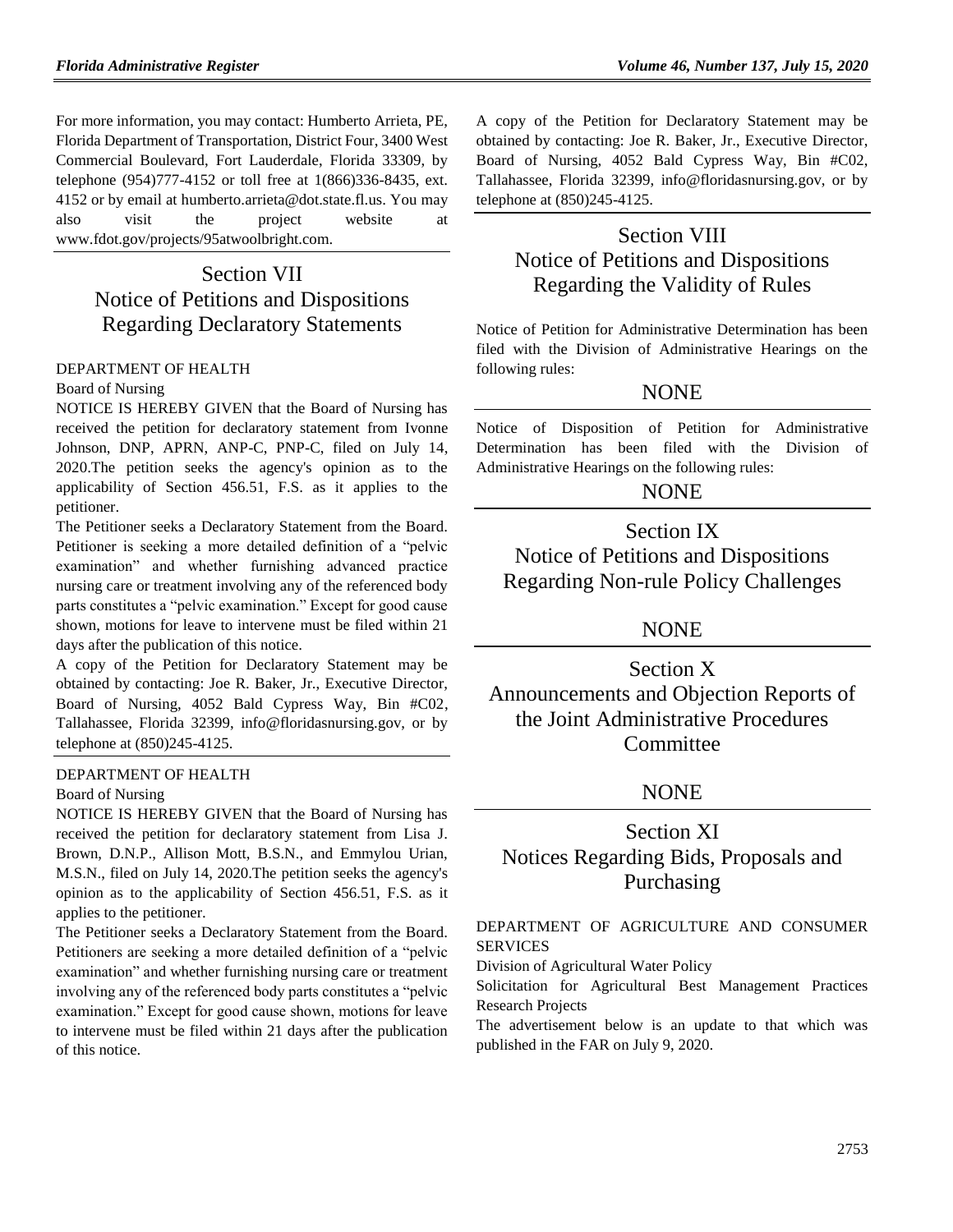For more information, you may contact: Humberto Arrieta, PE, Florida Department of Transportation, District Four, 3400 West Commercial Boulevard, Fort Lauderdale, Florida 33309, by telephone (954)777-4152 or toll free at 1(866)336-8435, ext. 4152 or by email at humberto.arrieta@dot.state.fl.us. You may also visit the project website at www.fdot.gov/projects/95atwoolbright.com.

# Section VII
# Notice of Petitions and Dispositions Regarding Declaratory Statements

DEPARTMENT OF HEALTH

Board of Nursing

NOTICE IS HEREBY GIVEN that the Board of Nursing has received the petition for declaratory statement from Ivonne Johnson, DNP, APRN, ANP-C, PNP-C, filed on July 14, 2020.The petition seeks the agency's opinion as to the applicability of Section 456.51, F.S. as it applies to the petitioner.

The Petitioner seeks a Declaratory Statement from the Board. Petitioner is seeking a more detailed definition of a "pelvic examination" and whether furnishing advanced practice nursing care or treatment involving any of the referenced body parts constitutes a "pelvic examination." Except for good cause shown, motions for leave to intervene must be filed within 21 days after the publication of this notice.

A copy of the Petition for Declaratory Statement may be obtained by contacting: Joe R. Baker, Jr., Executive Director, Board of Nursing, 4052 Bald Cypress Way, Bin #C02, Tallahassee, Florida 32399, info@floridasnursing.gov, or by telephone at (850)245-4125.

DEPARTMENT OF HEALTH

Board of Nursing

NOTICE IS HEREBY GIVEN that the Board of Nursing has received the petition for declaratory statement from Lisa J. Brown, D.N.P., Allison Mott, B.S.N., and Emmylou Urian, M.S.N., filed on July 14, 2020.The petition seeks the agency's opinion as to the applicability of Section 456.51, F.S. as it applies to the petitioner.

The Petitioner seeks a Declaratory Statement from the Board. Petitioners are seeking a more detailed definition of a "pelvic examination" and whether furnishing nursing care or treatment involving any of the referenced body parts constitutes a "pelvic examination." Except for good cause shown, motions for leave to intervene must be filed within 21 days after the publication of this notice.

A copy of the Petition for Declaratory Statement may be obtained by contacting: Joe R. Baker, Jr., Executive Director, Board of Nursing, 4052 Bald Cypress Way, Bin #C02, Tallahassee, Florida 32399, info@floridasnursing.gov, or by telephone at (850)245-4125.

# Section VIII
# Notice of Petitions and Dispositions Regarding the Validity of Rules

Notice of Petition for Administrative Determination has been filed with the Division of Administrative Hearings on the following rules:

NONE

Notice of Disposition of Petition for Administrative Determination has been filed with the Division of Administrative Hearings on the following rules:

NONE

# Section IX
# Notice of Petitions and Dispositions Regarding Non-rule Policy Challenges

NONE

# Section X
# Announcements and Objection Reports of the Joint Administrative Procedures Committee

NONE

# Section XI
# Notices Regarding Bids, Proposals and Purchasing

DEPARTMENT OF AGRICULTURE AND CONSUMER SERVICES

Division of Agricultural Water Policy

Solicitation for Agricultural Best Management Practices Research Projects

The advertisement below is an update to that which was published in the FAR on July 9, 2020.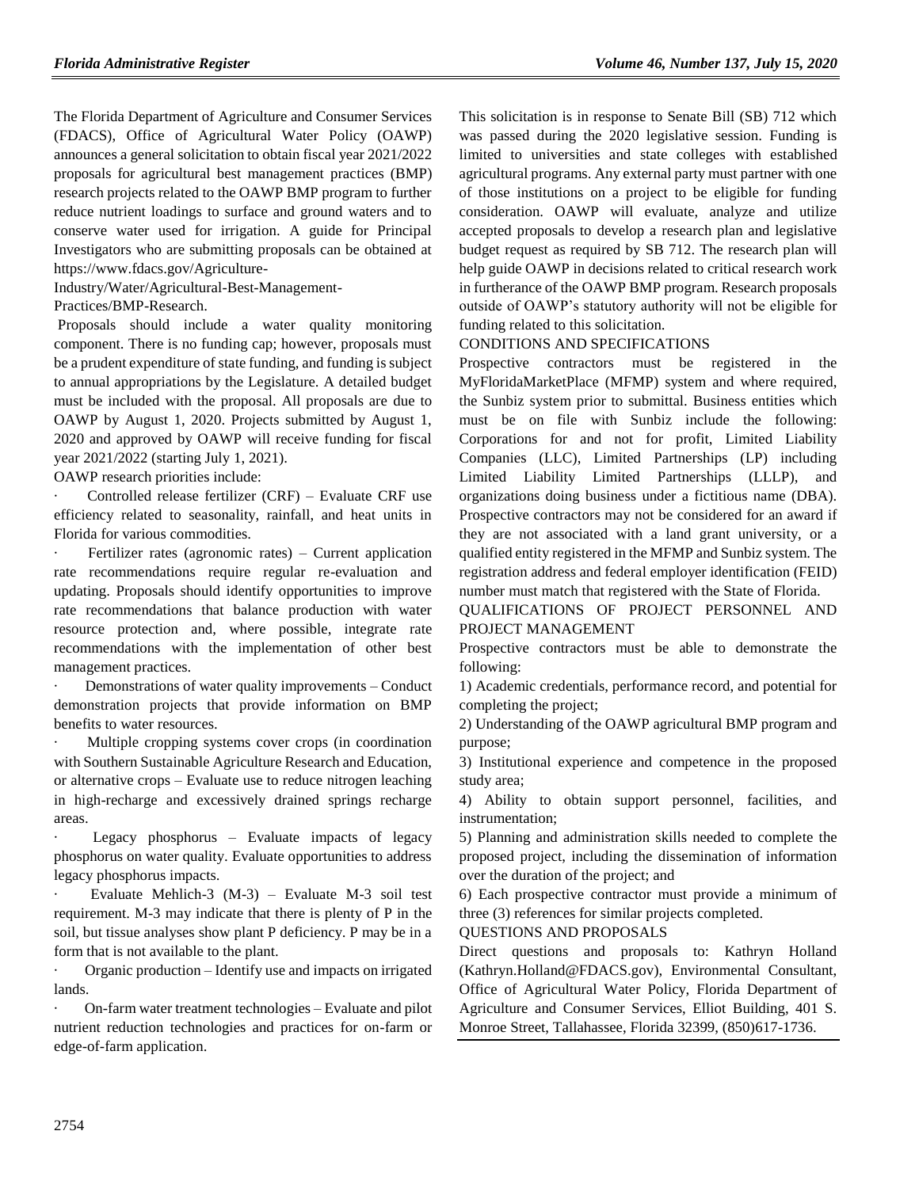The Florida Department of Agriculture and Consumer Services (FDACS), Office of Agricultural Water Policy (OAWP) announces a general solicitation to obtain fiscal year 2021/2022 proposals for agricultural best management practices (BMP) research projects related to the OAWP BMP program to further reduce nutrient loadings to surface and ground waters and to conserve water used for irrigation. A guide for Principal Investigators who are submitting proposals can be obtained at https://www.fdacs.gov/Agriculture-Industry/Water/Agricultural-Best-Management-Practices/BMP-Research.

Proposals should include a water quality monitoring component. There is no funding cap; however, proposals must be a prudent expenditure of state funding, and funding is subject to annual appropriations by the Legislature. A detailed budget must be included with the proposal. All proposals are due to OAWP by August 1, 2020. Projects submitted by August 1, 2020 and approved by OAWP will receive funding for fiscal year 2021/2022 (starting July 1, 2021).

OAWP research priorities include:

- Controlled release fertilizer (CRF) – Evaluate CRF use efficiency related to seasonality, rainfall, and heat units in Florida for various commodities.
- Fertilizer rates (agronomic rates) – Current application rate recommendations require regular re-evaluation and updating. Proposals should identify opportunities to improve rate recommendations that balance production with water resource protection and, where possible, integrate rate recommendations with the implementation of other best management practices.
- Demonstrations of water quality improvements – Conduct demonstration projects that provide information on BMP benefits to water resources.
- Multiple cropping systems cover crops (in coordination with Southern Sustainable Agriculture Research and Education, or alternative crops – Evaluate use to reduce nitrogen leaching in high-recharge and excessively drained springs recharge areas.
- Legacy phosphorus – Evaluate impacts of legacy phosphorus on water quality. Evaluate opportunities to address legacy phosphorus impacts.
- Evaluate Mehlich-3 (M-3) – Evaluate M-3 soil test requirement. M-3 may indicate that there is plenty of P in the soil, but tissue analyses show plant P deficiency. P may be in a form that is not available to the plant.
- Organic production – Identify use and impacts on irrigated lands.
- On-farm water treatment technologies – Evaluate and pilot nutrient reduction technologies and practices for on-farm or edge-of-farm application.

This solicitation is in response to Senate Bill (SB) 712 which was passed during the 2020 legislative session. Funding is limited to universities and state colleges with established agricultural programs. Any external party must partner with one of those institutions on a project to be eligible for funding consideration. OAWP will evaluate, analyze and utilize accepted proposals to develop a research plan and legislative budget request as required by SB 712. The research plan will help guide OAWP in decisions related to critical research work in furtherance of the OAWP BMP program. Research proposals outside of OAWP's statutory authority will not be eligible for funding related to this solicitation.

CONDITIONS AND SPECIFICATIONS

Prospective contractors must be registered in the MyFloridaMarketPlace (MFMP) system and where required, the Sunbiz system prior to submittal. Business entities which must be on file with Sunbiz include the following: Corporations for and not for profit, Limited Liability Companies (LLC), Limited Partnerships (LP) including Limited Liability Limited Partnerships (LLLP), and organizations doing business under a fictitious name (DBA). Prospective contractors may not be considered for an award if they are not associated with a land grant university, or a qualified entity registered in the MFMP and Sunbiz system. The registration address and federal employer identification (FEID) number must match that registered with the State of Florida.

QUALIFICATIONS OF PROJECT PERSONNEL AND PROJECT MANAGEMENT

Prospective contractors must be able to demonstrate the following:

1) Academic credentials, performance record, and potential for completing the project;

2) Understanding of the OAWP agricultural BMP program and purpose;

3) Institutional experience and competence in the proposed study area;

4) Ability to obtain support personnel, facilities, and instrumentation;

5) Planning and administration skills needed to complete the proposed project, including the dissemination of information over the duration of the project; and

6) Each prospective contractor must provide a minimum of three (3) references for similar projects completed.

QUESTIONS AND PROPOSALS

Direct questions and proposals to: Kathryn Holland (Kathryn.Holland@FDACS.gov), Environmental Consultant, Office of Agricultural Water Policy, Florida Department of Agriculture and Consumer Services, Elliot Building, 401 S. Monroe Street, Tallahassee, Florida 32399, (850)617-1736.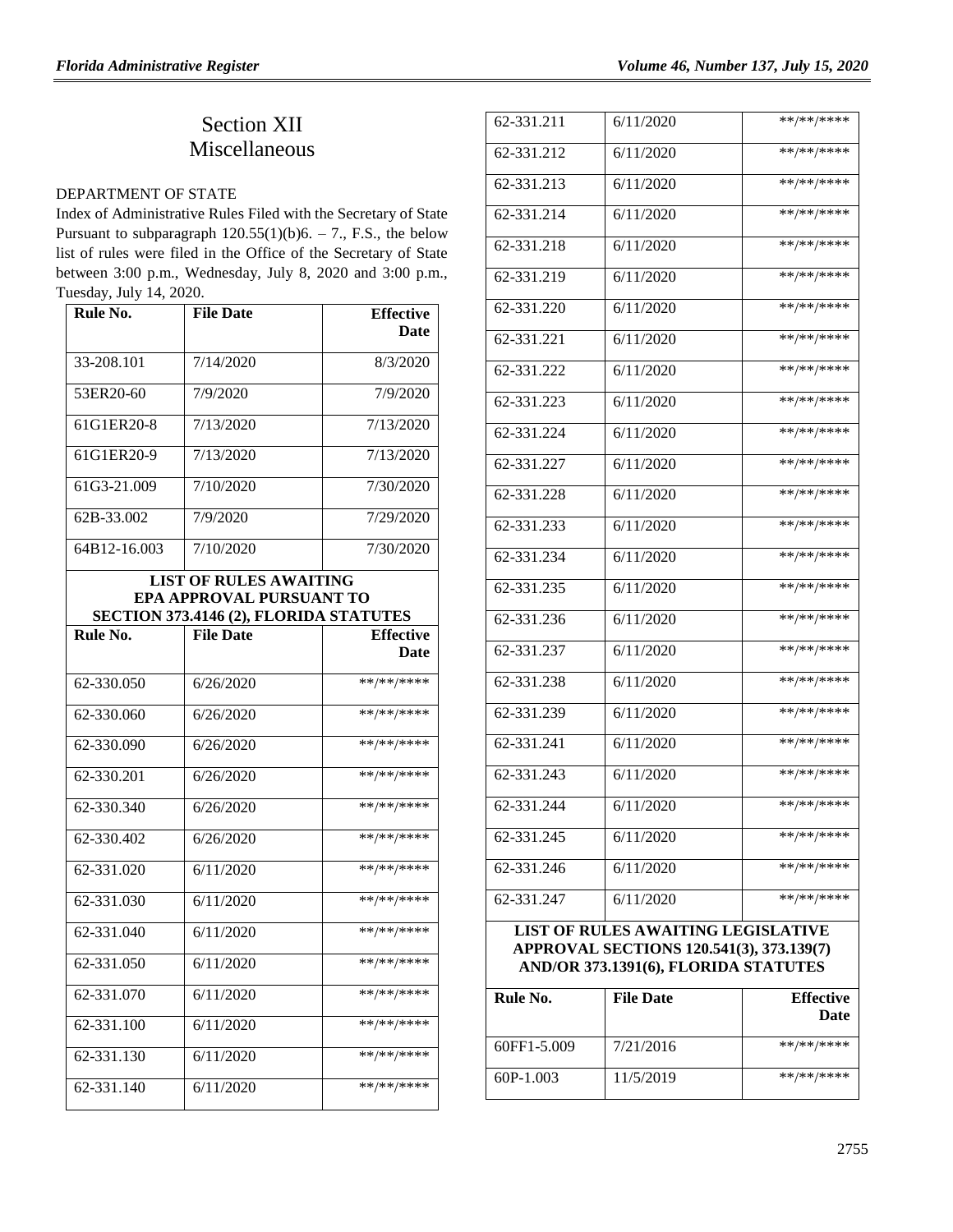# Section XII
# Miscellaneous

DEPARTMENT OF STATE

Index of Administrative Rules Filed with the Secretary of State Pursuant to subparagraph 120.55(1)(b)6. – 7., F.S., the below list of rules were filed in the Office of the Secretary of State between 3:00 p.m., Wednesday, July 8, 2020 and 3:00 p.m., Tuesday, July 14, 2020.

| Rule No. | File Date | Effective Date |
|---|---|---|
| 33-208.101 | 7/14/2020 | 8/3/2020 |
| 53ER20-60 | 7/9/2020 | 7/9/2020 |
| 61G1ER20-8 | 7/13/2020 | 7/13/2020 |
| 61G1ER20-9 | 7/13/2020 | 7/13/2020 |
| 61G3-21.009 | 7/10/2020 | 7/30/2020 |
| 62B-33.002 | 7/9/2020 | 7/29/2020 |
| 64B12-16.003 | 7/10/2020 | 7/30/2020 |

**LIST OF RULES AWAITING EPA APPROVAL PURSUANT TO SECTION 373.4146 (2), FLORIDA STATUTES**

| Rule No. | File Date | Effective Date |
|---|---|---|
| 62-330.050 | 6/26/2020 | \*\*/\*\*/\*\*\*\* |
| 62-330.060 | 6/26/2020 | \*\*/\*\*/\*\*\*\* |
| 62-330.090 | 6/26/2020 | \*\*/\*\*/\*\*\*\* |
| 62-330.201 | 6/26/2020 | \*\*/\*\*/\*\*\*\* |
| 62-330.340 | 6/26/2020 | \*\*/\*\*/\*\*\*\* |
| 62-330.402 | 6/26/2020 | \*\*/\*\*/\*\*\*\* |
| 62-331.020 | 6/11/2020 | \*\*/\*\*/\*\*\*\* |
| 62-331.030 | 6/11/2020 | \*\*/\*\*/\*\*\*\* |
| 62-331.040 | 6/11/2020 | \*\*/\*\*/\*\*\*\* |
| 62-331.050 | 6/11/2020 | \*\*/\*\*/\*\*\*\* |
| 62-331.070 | 6/11/2020 | \*\*/\*\*/\*\*\*\* |
| 62-331.100 | 6/11/2020 | \*\*/\*\*/\*\*\*\* |
| 62-331.130 | 6/11/2020 | \*\*/\*\*/\*\*\*\* |
| 62-331.140 | 6/11/2020 | \*\*/\*\*/\*\*\*\* |
| 62-331.211 | 6/11/2020 | \*\*/\*\*/\*\*\*\* |
| 62-331.212 | 6/11/2020 | \*\*/\*\*/\*\*\*\* |
| 62-331.213 | 6/11/2020 | \*\*/\*\*/\*\*\*\* |
| 62-331.214 | 6/11/2020 | \*\*/\*\*/\*\*\*\* |
| 62-331.218 | 6/11/2020 | \*\*/\*\*/\*\*\*\* |
| 62-331.219 | 6/11/2020 | \*\*/\*\*/\*\*\*\* |
| 62-331.220 | 6/11/2020 | \*\*/\*\*/\*\*\*\* |
| 62-331.221 | 6/11/2020 | \*\*/\*\*/\*\*\*\* |
| 62-331.222 | 6/11/2020 | \*\*/\*\*/\*\*\*\* |
| 62-331.223 | 6/11/2020 | \*\*/\*\*/\*\*\*\* |
| 62-331.224 | 6/11/2020 | \*\*/\*\*/\*\*\*\* |
| 62-331.227 | 6/11/2020 | \*\*/\*\*/\*\*\*\* |
| 62-331.228 | 6/11/2020 | \*\*/\*\*/\*\*\*\* |
| 62-331.233 | 6/11/2020 | \*\*/\*\*/\*\*\*\* |
| 62-331.234 | 6/11/2020 | \*\*/\*\*/\*\*\*\* |
| 62-331.235 | 6/11/2020 | \*\*/\*\*/\*\*\*\* |
| 62-331.236 | 6/11/2020 | \*\*/\*\*/\*\*\*\* |
| 62-331.237 | 6/11/2020 | \*\*/\*\*/\*\*\*\* |
| 62-331.238 | 6/11/2020 | \*\*/\*\*/\*\*\*\* |
| 62-331.239 | 6/11/2020 | \*\*/\*\*/\*\*\*\* |
| 62-331.241 | 6/11/2020 | \*\*/\*\*/\*\*\*\* |
| 62-331.243 | 6/11/2020 | \*\*/\*\*/\*\*\*\* |
| 62-331.244 | 6/11/2020 | \*\*/\*\*/\*\*\*\* |
| 62-331.245 | 6/11/2020 | \*\*/\*\*/\*\*\*\* |
| 62-331.246 | 6/11/2020 | \*\*/\*\*/\*\*\*\* |
| 62-331.247 | 6/11/2020 | \*\*/\*\*/\*\*\*\* |

**LIST OF RULES AWAITING LEGISLATIVE APPROVAL SECTIONS 120.541(3), 373.139(7) AND/OR 373.1391(6), FLORIDA STATUTES**

| Rule No. | File Date | Effective Date |
|---|---|---|
| 60FF1-5.009 | 7/21/2016 | \*\*/\*\*/\*\*\*\* |
| 60P-1.003 | 11/5/2019 | \*\*/\*\*/\*\*\*\* |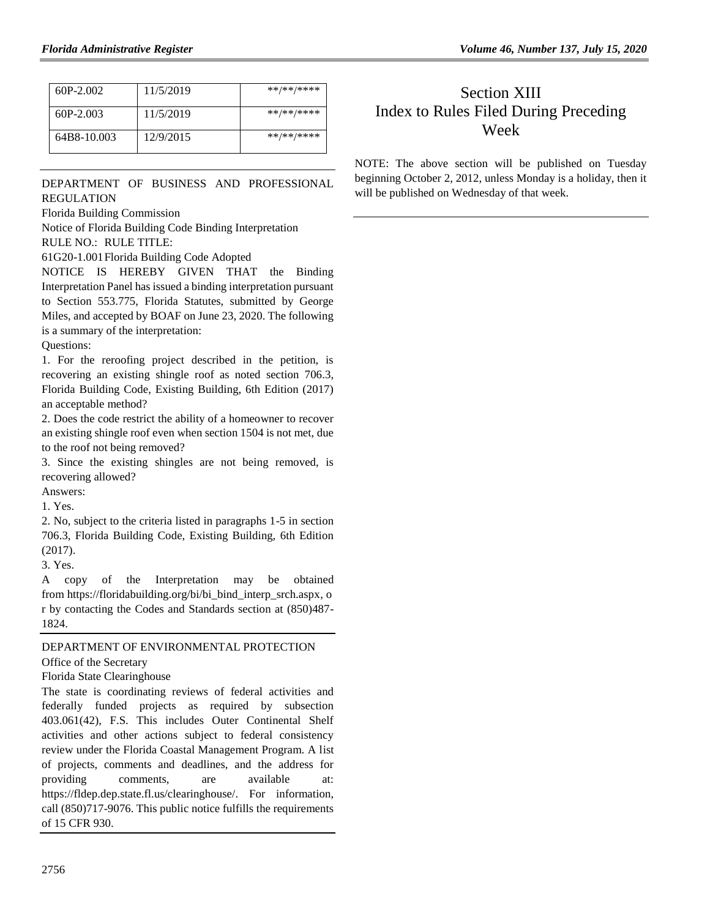| | | |
|---|---|---|
| 60P-2.002 | 11/5/2019 | \*\*/\*\*/\*\*\*\* |
| 60P-2.003 | 11/5/2019 | \*\*/\*\*/\*\*\*\* |
| 64B8-10.003 | 12/9/2015 | \*\*/\*\*/\*\*\*\* |

DEPARTMENT OF BUSINESS AND PROFESSIONAL REGULATION

Florida Building Commission

Notice of Florida Building Code Binding Interpretation

RULE NO.: RULE TITLE:

61G20-1.001 Florida Building Code Adopted

NOTICE IS HEREBY GIVEN THAT the Binding Interpretation Panel has issued a binding interpretation pursuant to Section 553.775, Florida Statutes, submitted by George Miles, and accepted by BOAF on June 23, 2020. The following is a summary of the interpretation:

Questions:

1. For the reroofing project described in the petition, is recovering an existing shingle roof as noted section 706.3, Florida Building Code, Existing Building, 6th Edition (2017) an acceptable method?

2. Does the code restrict the ability of a homeowner to recover an existing shingle roof even when section 1504 is not met, due to the roof not being removed?

3. Since the existing shingles are not being removed, is recovering allowed?

Answers:

1. Yes.

2. No, subject to the criteria listed in paragraphs 1-5 in section 706.3, Florida Building Code, Existing Building, 6th Edition (2017).

3. Yes.

A copy of the Interpretation may be obtained from https://floridabuilding.org/bi/bi_bind_interp_srch.aspx, or by contacting the Codes and Standards section at (850)487-1824.

DEPARTMENT OF ENVIRONMENTAL PROTECTION

Office of the Secretary

Florida State Clearinghouse

The state is coordinating reviews of federal activities and federally funded projects as required by subsection 403.061(42), F.S. This includes Outer Continental Shelf activities and other actions subject to federal consistency review under the Florida Coastal Management Program. A list of projects, comments and deadlines, and the address for providing comments, are available at: https://fldep.dep.state.fl.us/clearinghouse/. For information, call (850)717-9076. This public notice fulfills the requirements of 15 CFR 930.

# Section XIII
# Index to Rules Filed During Preceding Week

NOTE: The above section will be published on Tuesday beginning October 2, 2012, unless Monday is a holiday, then it will be published on Wednesday of that week.